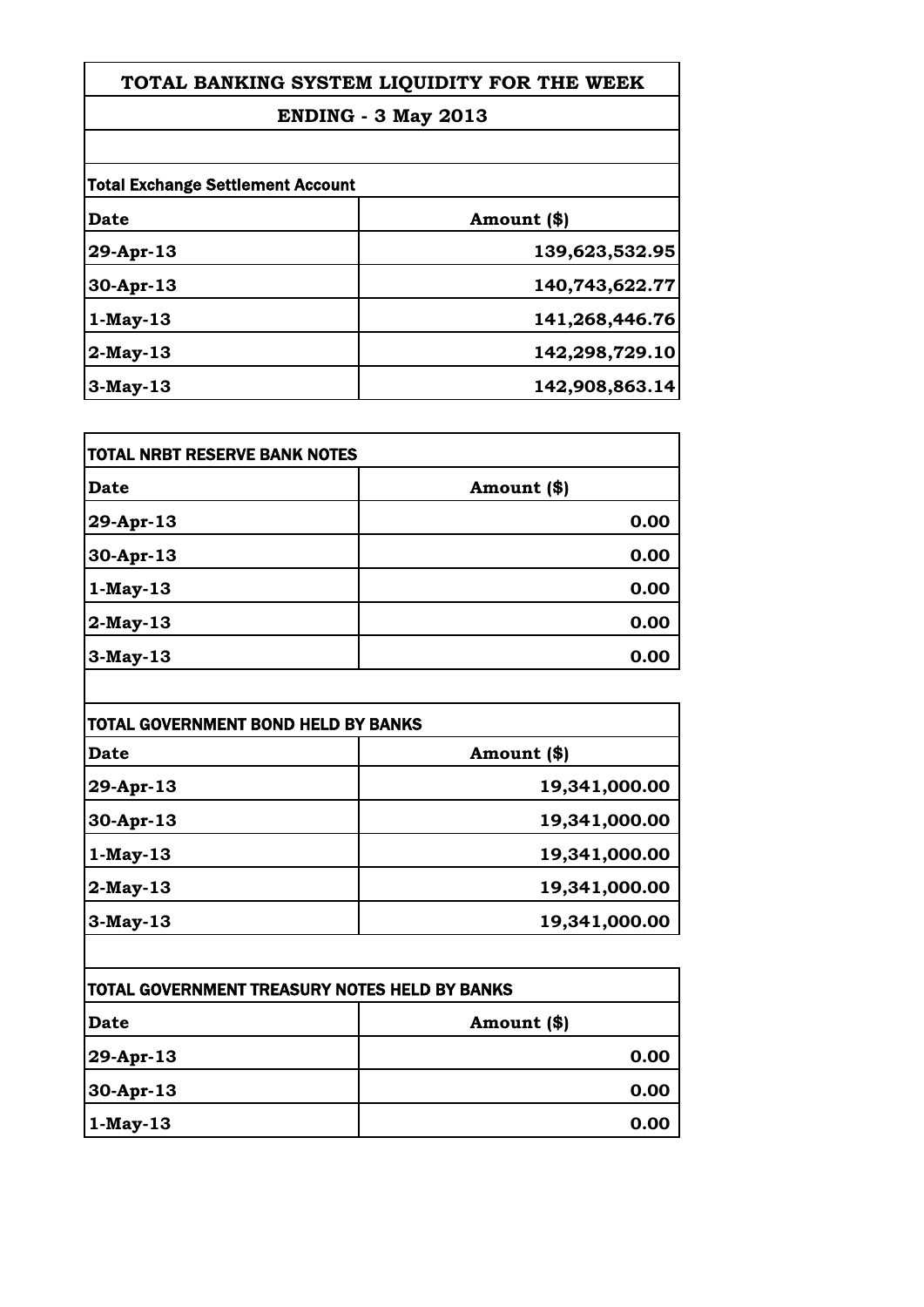# TOTAL BANKING SYSTEM LIQUIDITY FOR THE WEEK

## ENDING - 3 May 2013

**Total Exchange Settlement Account**

| Date | Amount ($) |
|---|---|
| 29-Apr-13 | 139,623,532.95 |
| 30-Apr-13 | 140,743,622.77 |
| 1-May-13 | 141,268,446.76 |
| 2-May-13 | 142,298,729.10 |
| 3-May-13 | 142,908,863.14 |

**TOTAL NRBT RESERVE BANK NOTES**

| Date | Amount ($) |
|---|---|
| 29-Apr-13 | 0.00 |
| 30-Apr-13 | 0.00 |
| 1-May-13 | 0.00 |
| 2-May-13 | 0.00 |
| 3-May-13 | 0.00 |

**TOTAL GOVERNMENT BOND HELD BY BANKS**

| Date | Amount ($) |
|---|---|
| 29-Apr-13 | 19,341,000.00 |
| 30-Apr-13 | 19,341,000.00 |
| 1-May-13 | 19,341,000.00 |
| 2-May-13 | 19,341,000.00 |
| 3-May-13 | 19,341,000.00 |

**TOTAL GOVERNMENT TREASURY NOTES HELD BY BANKS**

| Date | Amount ($) |
|---|---|
| 29-Apr-13 | 0.00 |
| 30-Apr-13 | 0.00 |
| 1-May-13 | 0.00 |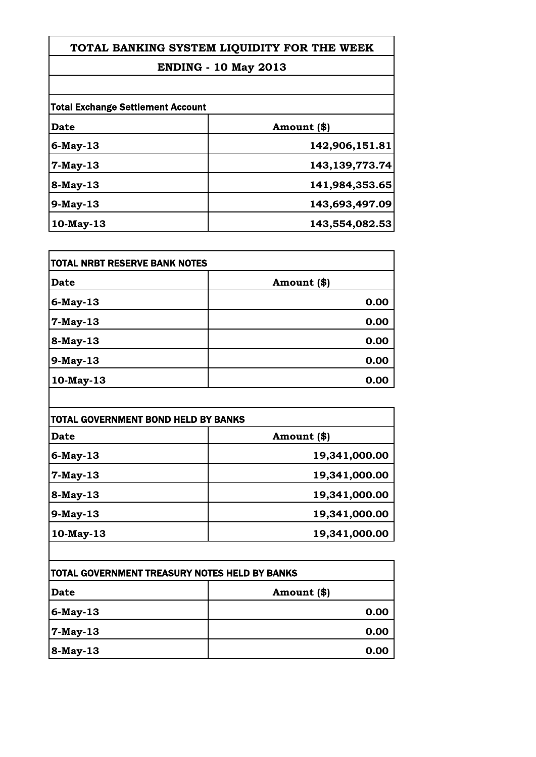# TOTAL BANKING SYSTEM LIQUIDITY FOR THE WEEK

## ENDING - 10 May 2013

**Total Exchange Settlement Account**

| Date | Amount ($) |
|---|---|
| 6-May-13 | 142,906,151.81 |
| 7-May-13 | 143,139,773.74 |
| 8-May-13 | 141,984,353.65 |
| 9-May-13 | 143,693,497.09 |
| 10-May-13 | 143,554,082.53 |

**TOTAL NRBT RESERVE BANK NOTES**

| Date | Amount ($) |
|---|---|
| 6-May-13 | 0.00 |
| 7-May-13 | 0.00 |
| 8-May-13 | 0.00 |
| 9-May-13 | 0.00 |
| 10-May-13 | 0.00 |

**TOTAL GOVERNMENT BOND HELD BY BANKS**

| Date | Amount ($) |
|---|---|
| 6-May-13 | 19,341,000.00 |
| 7-May-13 | 19,341,000.00 |
| 8-May-13 | 19,341,000.00 |
| 9-May-13 | 19,341,000.00 |
| 10-May-13 | 19,341,000.00 |

**TOTAL GOVERNMENT TREASURY NOTES HELD BY BANKS**

| Date | Amount ($) |
|---|---|
| 6-May-13 | 0.00 |
| 7-May-13 | 0.00 |
| 8-May-13 | 0.00 |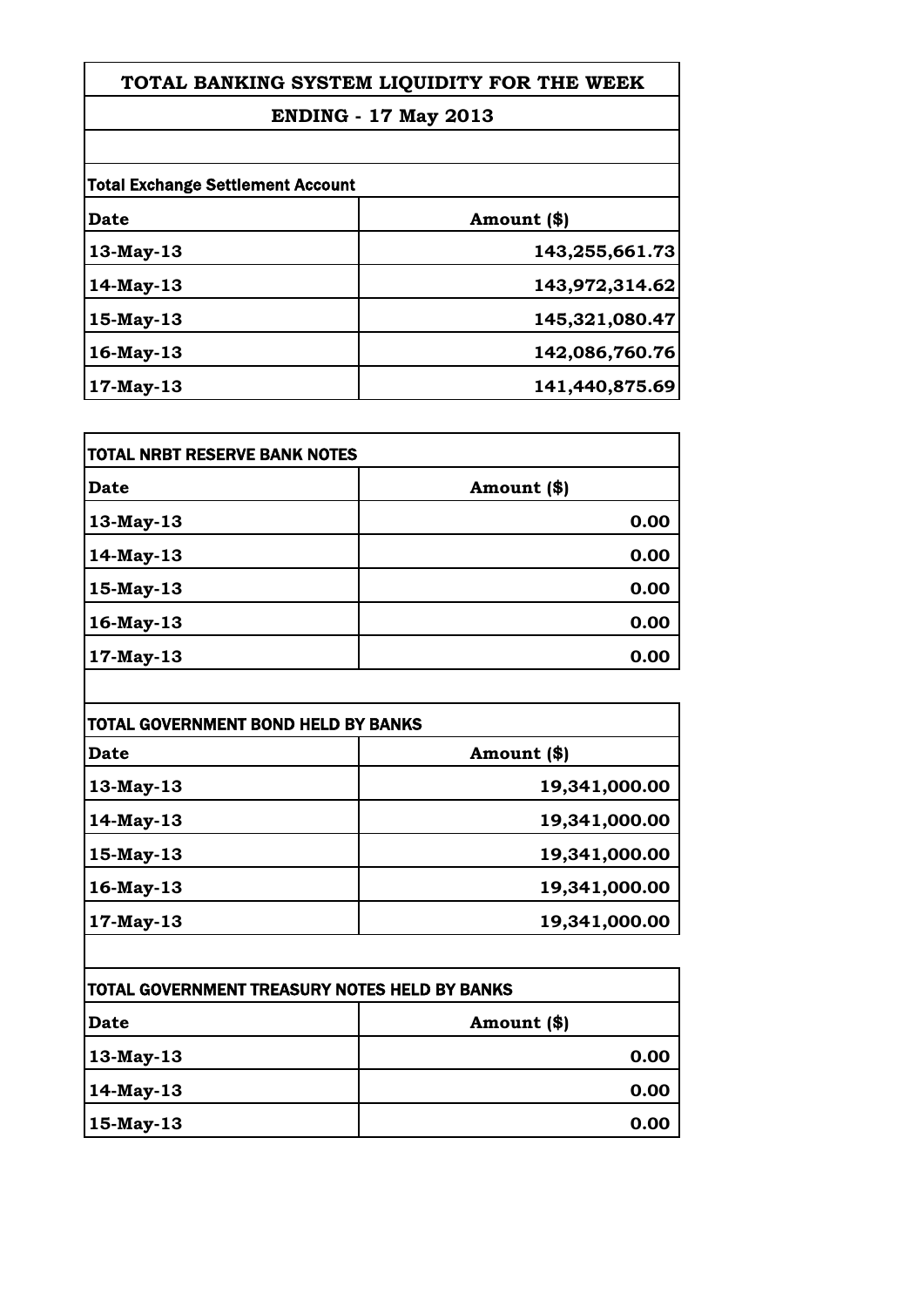# TOTAL BANKING SYSTEM LIQUIDITY FOR THE WEEK

## ENDING - 17 May 2013

**Total Exchange Settlement Account**

| Date | Amount ($) |
|---|---|
| 13-May-13 | 143,255,661.73 |
| 14-May-13 | 143,972,314.62 |
| 15-May-13 | 145,321,080.47 |
| 16-May-13 | 142,086,760.76 |
| 17-May-13 | 141,440,875.69 |

**TOTAL NRBT RESERVE BANK NOTES**

| Date | Amount ($) |
|---|---|
| 13-May-13 | 0.00 |
| 14-May-13 | 0.00 |
| 15-May-13 | 0.00 |
| 16-May-13 | 0.00 |
| 17-May-13 | 0.00 |

**TOTAL GOVERNMENT BOND HELD BY BANKS**

| Date | Amount ($) |
|---|---|
| 13-May-13 | 19,341,000.00 |
| 14-May-13 | 19,341,000.00 |
| 15-May-13 | 19,341,000.00 |
| 16-May-13 | 19,341,000.00 |
| 17-May-13 | 19,341,000.00 |

**TOTAL GOVERNMENT TREASURY NOTES HELD BY BANKS**

| Date | Amount ($) |
|---|---|
| 13-May-13 | 0.00 |
| 14-May-13 | 0.00 |
| 15-May-13 | 0.00 |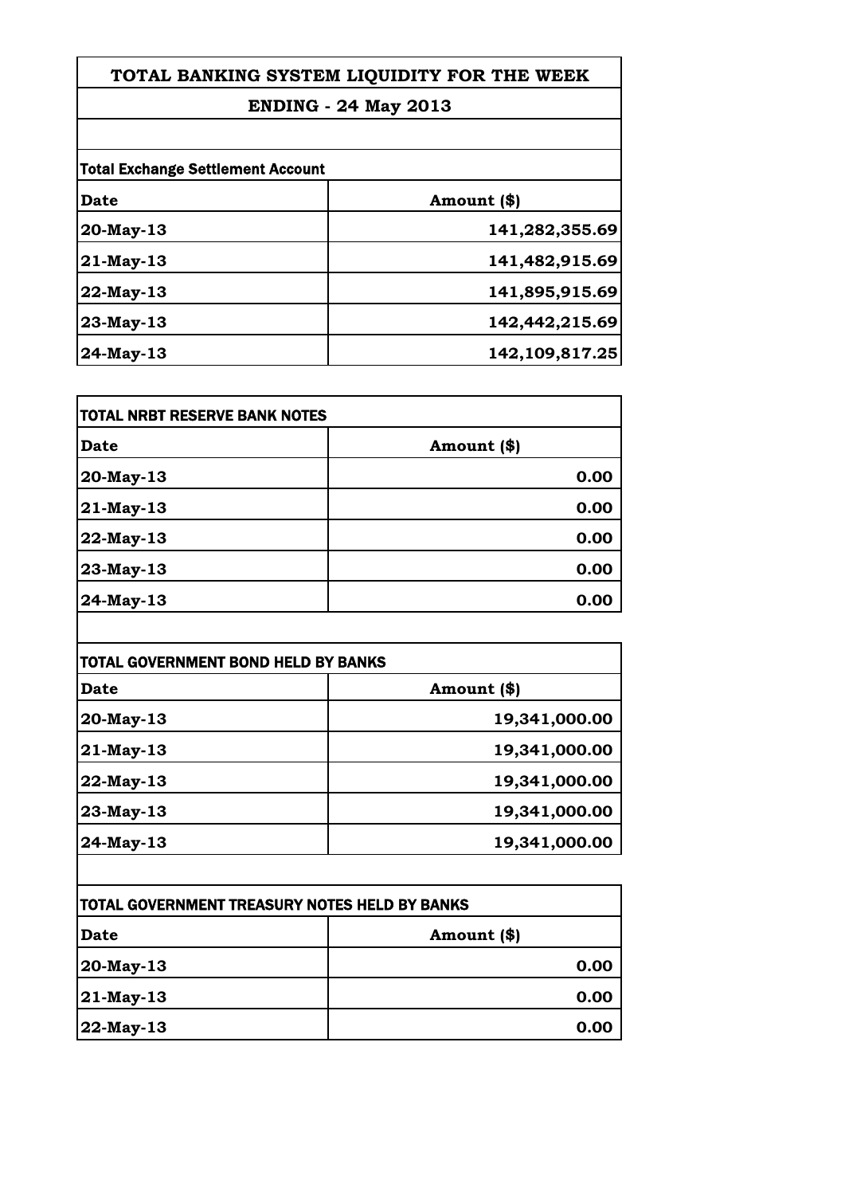# TOTAL BANKING SYSTEM LIQUIDITY FOR THE WEEK

## ENDING - 24 May 2013

**Total Exchange Settlement Account**

| Date | Amount ($) |
|---|---|
| 20-May-13 | 141,282,355.69 |
| 21-May-13 | 141,482,915.69 |
| 22-May-13 | 141,895,915.69 |
| 23-May-13 | 142,442,215.69 |
| 24-May-13 | 142,109,817.25 |

**TOTAL NRBT RESERVE BANK NOTES**

| Date | Amount ($) |
|---|---|
| 20-May-13 | 0.00 |
| 21-May-13 | 0.00 |
| 22-May-13 | 0.00 |
| 23-May-13 | 0.00 |
| 24-May-13 | 0.00 |

**TOTAL GOVERNMENT BOND HELD BY BANKS**

| Date | Amount ($) |
|---|---|
| 20-May-13 | 19,341,000.00 |
| 21-May-13 | 19,341,000.00 |
| 22-May-13 | 19,341,000.00 |
| 23-May-13 | 19,341,000.00 |
| 24-May-13 | 19,341,000.00 |

**TOTAL GOVERNMENT TREASURY NOTES HELD BY BANKS**

| Date | Amount ($) |
|---|---|
| 20-May-13 | 0.00 |
| 21-May-13 | 0.00 |
| 22-May-13 | 0.00 |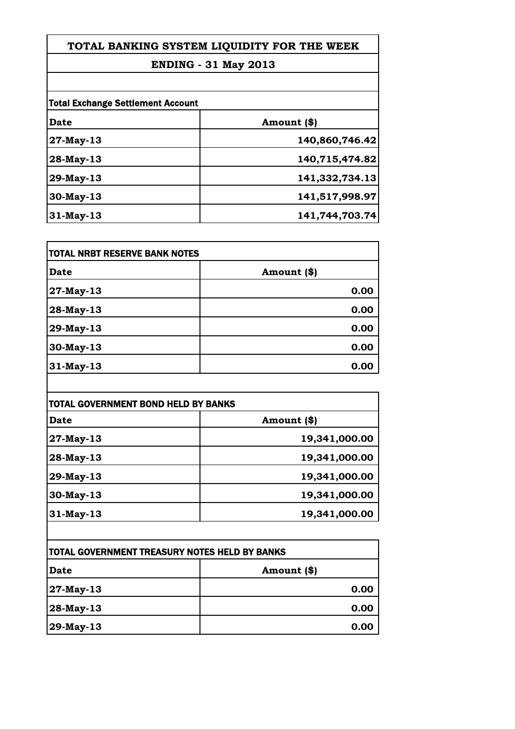# TOTAL BANKING SYSTEM LIQUIDITY FOR THE WEEK

## ENDING - 31 May 2013

**Total Exchange Settlement Account**

| Date | Amount ($) |
|---|---|
| 27-May-13 | 140,860,746.42 |
| 28-May-13 | 140,715,474.82 |
| 29-May-13 | 141,332,734.13 |
| 30-May-13 | 141,517,998.97 |
| 31-May-13 | 141,744,703.74 |

**TOTAL NRBT RESERVE BANK NOTES**

| Date | Amount ($) |
|---|---|
| 27-May-13 | 0.00 |
| 28-May-13 | 0.00 |
| 29-May-13 | 0.00 |
| 30-May-13 | 0.00 |
| 31-May-13 | 0.00 |

**TOTAL GOVERNMENT BOND HELD BY BANKS**

| Date | Amount ($) |
|---|---|
| 27-May-13 | 19,341,000.00 |
| 28-May-13 | 19,341,000.00 |
| 29-May-13 | 19,341,000.00 |
| 30-May-13 | 19,341,000.00 |
| 31-May-13 | 19,341,000.00 |

**TOTAL GOVERNMENT TREASURY NOTES HELD BY BANKS**

| Date | Amount ($) |
|---|---|
| 27-May-13 | 0.00 |
| 28-May-13 | 0.00 |
| 29-May-13 | 0.00 |